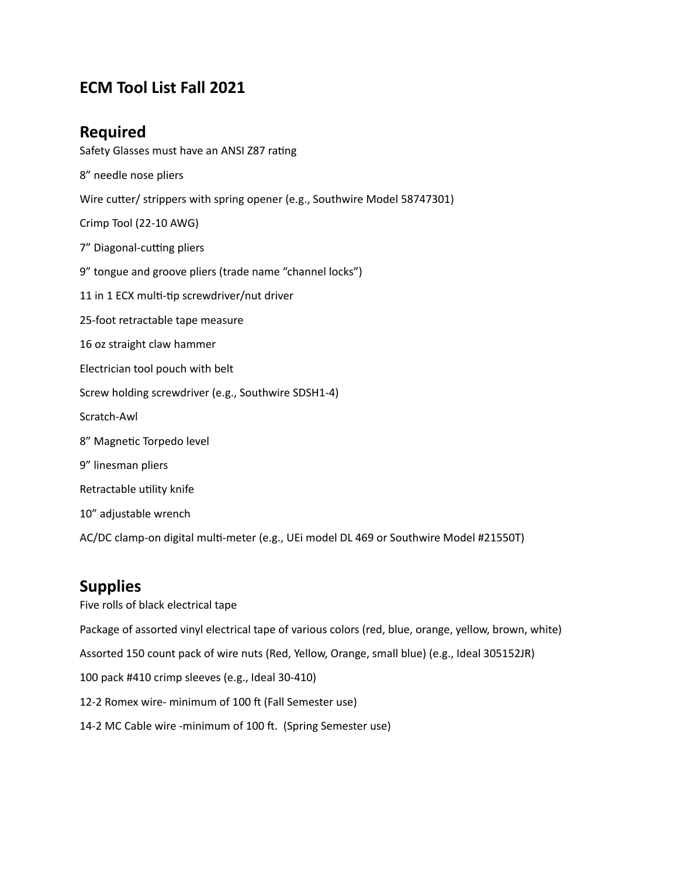# ECM Tool List Fall 2021

## Required

Safety Glasses must have an ANSI Z87 rating

8” needle nose pliers

Wire cutter/ strippers with spring opener (e.g., Southwire Model 58747301)

Crimp Tool (22-10 AWG)

7” Diagonal-cutting pliers

9” tongue and groove pliers (trade name “channel locks”)

11 in 1 ECX multi-tip screwdriver/nut driver

25-foot retractable tape measure

16 oz straight claw hammer

Electrician tool pouch with belt

Screw holding screwdriver (e.g., Southwire SDSH1-4)

Scratch-Awl

8” Magnetic Torpedo level

9” linesman pliers

Retractable utility knife

10” adjustable wrench

AC/DC clamp-on digital multi-meter (e.g., UEi model DL 469 or Southwire Model #21550T)

## Supplies

Five rolls of black electrical tape

Package of assorted vinyl electrical tape of various colors (red, blue, orange, yellow, brown, white)

Assorted 150 count pack of wire nuts (Red, Yellow, Orange, small blue) (e.g., Ideal 305152JR)

100 pack #410 crimp sleeves (e.g., Ideal 30-410)

12-2 Romex wire- minimum of 100 ft (Fall Semester use)

14-2 MC Cable wire -minimum of 100 ft. (Spring Semester use)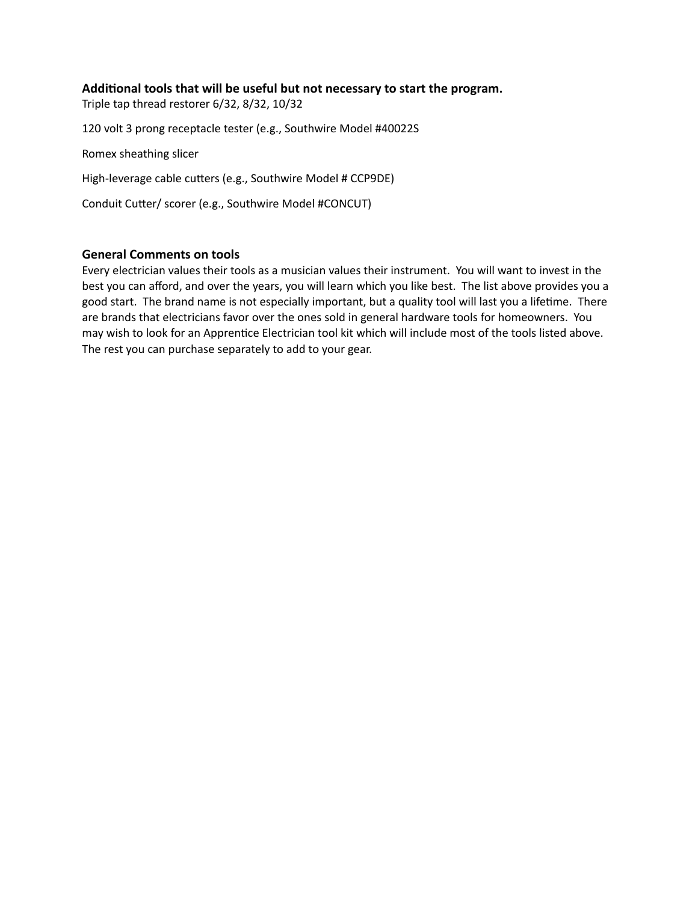**Additional tools that will be useful but not necessary to start the program.**

Triple tap thread restorer 6/32, 8/32, 10/32

120 volt 3 prong receptacle tester (e.g., Southwire Model #40022S

Romex sheathing slicer

High-leverage cable cutters (e.g., Southwire Model # CCP9DE)

Conduit Cutter/ scorer (e.g., Southwire Model #CONCUT)

**General Comments on tools**

Every electrician values their tools as a musician values their instrument. You will want to invest in the best you can afford, and over the years, you will learn which you like best. The list above provides you a good start. The brand name is not especially important, but a quality tool will last you a lifetime. There are brands that electricians favor over the ones sold in general hardware tools for homeowners. You may wish to look for an Apprentice Electrician tool kit which will include most of the tools listed above. The rest you can purchase separately to add to your gear.